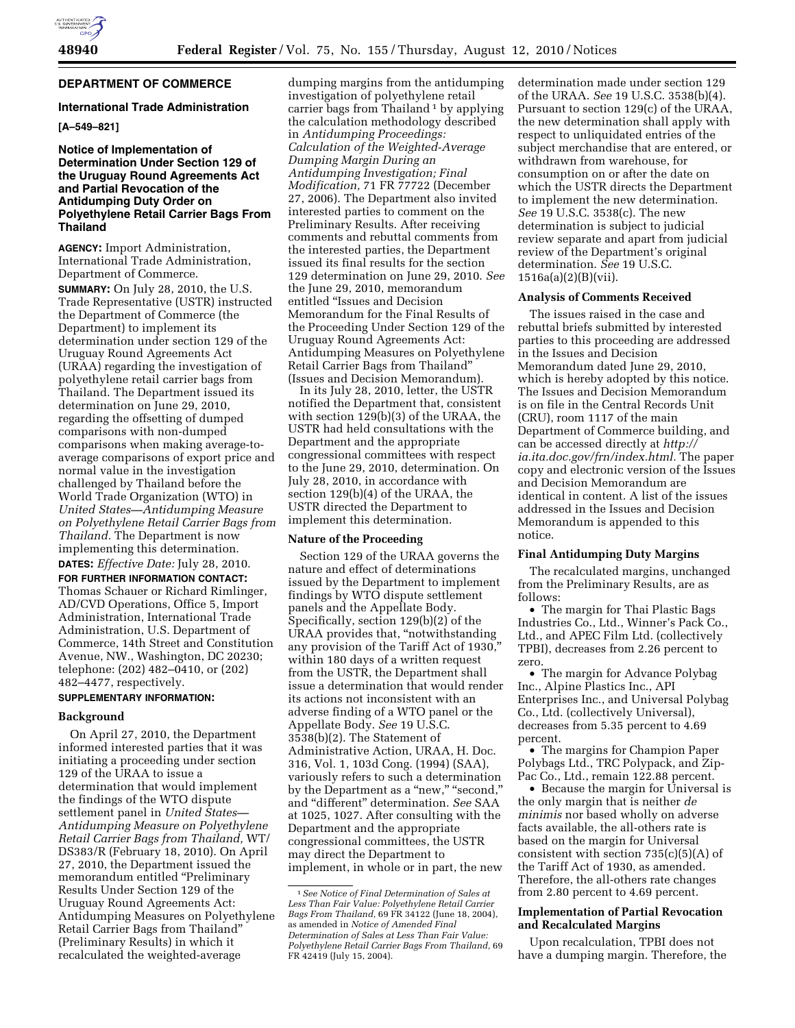## DEPARTMENT OF COMMERCE

### International Trade Administration

**[A–549–821]**

### Notice of Implementation of Determination Under Section 129 of the Uruguay Round Agreements Act and Partial Revocation of the Antidumping Duty Order on Polyethylene Retail Carrier Bags From Thailand

**AGENCY:** Import Administration, International Trade Administration, Department of Commerce.

**SUMMARY:** On July 28, 2010, the U.S. Trade Representative (USTR) instructed the Department of Commerce (the Department) to implement its determination under section 129 of the Uruguay Round Agreements Act (URAA) regarding the investigation of polyethylene retail carrier bags from Thailand. The Department issued its determination on June 29, 2010, regarding the offsetting of dumped comparisons with non-dumped comparisons when making average-to-average comparisons of export price and normal value in the investigation challenged by Thailand before the World Trade Organization (WTO) in *United States—Antidumping Measure on Polyethylene Retail Carrier Bags from Thailand.* The Department is now implementing this determination.

**DATES:** *Effective Date:* July 28, 2010.

**FOR FURTHER INFORMATION CONTACT:** Thomas Schauer or Richard Rimlinger, AD/CVD Operations, Office 5, Import Administration, International Trade Administration, U.S. Department of Commerce, 14th Street and Constitution Avenue, NW., Washington, DC 20230; telephone: (202) 482–0410, or (202) 482–4477, respectively.

**SUPPLEMENTARY INFORMATION:**

**Background**

On April 27, 2010, the Department informed interested parties that it was initiating a proceeding under section 129 of the URAA to issue a determination that would implement the findings of the WTO dispute settlement panel in *United States—Antidumping Measure on Polyethylene Retail Carrier Bags from Thailand,* WT/DS383/R (February 18, 2010). On April 27, 2010, the Department issued the memorandum entitled "Preliminary Results Under Section 129 of the Uruguay Round Agreements Act: Antidumping Measures on Polyethylene Retail Carrier Bags from Thailand" (Preliminary Results) in which it recalculated the weighted-average dumping margins from the antidumping investigation of polyethylene retail carrier bags from Thailand [1] by applying the calculation methodology described in *Antidumping Proceedings: Calculation of the Weighted-Average Dumping Margin During an Antidumping Investigation; Final Modification,* 71 FR 77722 (December 27, 2006). The Department also invited interested parties to comment on the Preliminary Results. After receiving comments and rebuttal comments from the interested parties, the Department issued its final results for the section 129 determination on June 29, 2010. *See* the June 29, 2010, memorandum entitled "Issues and Decision Memorandum for the Final Results of the Proceeding Under Section 129 of the Uruguay Round Agreements Act: Antidumping Measures on Polyethylene Retail Carrier Bags from Thailand" (Issues and Decision Memorandum).

In its July 28, 2010, letter, the USTR notified the Department that, consistent with section 129(b)(3) of the URAA, the USTR had held consultations with the Department and the appropriate congressional committees with respect to the June 29, 2010, determination. On July 28, 2010, in accordance with section 129(b)(4) of the URAA, the USTR directed the Department to implement this determination.

**Nature of the Proceeding**

Section 129 of the URAA governs the nature and effect of determinations issued by the Department to implement findings by WTO dispute settlement panels and the Appellate Body. Specifically, section 129(b)(2) of the URAA provides that, "notwithstanding any provision of the Tariff Act of 1930," within 180 days of a written request from the USTR, the Department shall issue a determination that would render its actions not inconsistent with an adverse finding of a WTO panel or the Appellate Body. *See* 19 U.S.C. 3538(b)(2). The Statement of Administrative Action, URAA, H. Doc. 316, Vol. 1, 103d Cong. (1994) (SAA), variously refers to such a determination by the Department as a "new," "second," and "different" determination. *See* SAA at 1025, 1027. After consulting with the Department and the appropriate congressional committees, the USTR may direct the Department to implement, in whole or in part, the new determination made under section 129 of the URAA. *See* 19 U.S.C. 3538(b)(4). Pursuant to section 129(c) of the URAA, the new determination shall apply with respect to unliquidated entries of the subject merchandise that are entered, or withdrawn from warehouse, for consumption on or after the date on which the USTR directs the Department to implement the new determination. *See* 19 U.S.C. 3538(c). The new determination is subject to judicial review separate and apart from judicial review of the Department's original determination. *See* 19 U.S.C. 1516a(a)(2)(B)(vii).

**Analysis of Comments Received**

The issues raised in the case and rebuttal briefs submitted by interested parties to this proceeding are addressed in the Issues and Decision Memorandum dated June 29, 2010, which is hereby adopted by this notice. The Issues and Decision Memorandum is on file in the Central Records Unit (CRU), room 1117 of the main Department of Commerce building, and can be accessed directly at *http://ia.ita.doc.gov/frn/index.html.* The paper copy and electronic version of the Issues and Decision Memorandum are identical in content. A list of the issues addressed in the Issues and Decision Memorandum is appended to this notice.

**Final Antidumping Duty Margins**

The recalculated margins, unchanged from the Preliminary Results, are as follows:

- The margin for Thai Plastic Bags Industries Co., Ltd., Winner's Pack Co., Ltd., and APEC Film Ltd. (collectively TPBI), decreases from 2.26 percent to zero.
- The margin for Advance Polybag Inc., Alpine Plastics Inc., API Enterprises Inc., and Universal Polybag Co., Ltd. (collectively Universal), decreases from 5.35 percent to 4.69 percent.
- The margins for Champion Paper Polybags Ltd., TRC Polypack, and Zip-Pac Co., Ltd., remain 122.88 percent.
- Because the margin for Universal is the only margin that is neither *de minimis* nor based wholly on adverse facts available, the all-others rate is based on the margin for Universal consistent with section 735(c)(5)(A) of the Tariff Act of 1930, as amended. Therefore, the all-others rate changes from 2.80 percent to 4.69 percent.

**Implementation of Partial Revocation and Recalculated Margins**

Upon recalculation, TPBI does not have a dumping margin. Therefore, the

[1] *See Notice of Final Determination of Sales at Less Than Fair Value: Polyethylene Retail Carrier Bags From Thailand,* 69 FR 34122 (June 18, 2004), as amended in *Notice of Amended Final Determination of Sales at Less Than Fair Value: Polyethylene Retail Carrier Bags From Thailand,* 69 FR 42419 (July 15, 2004).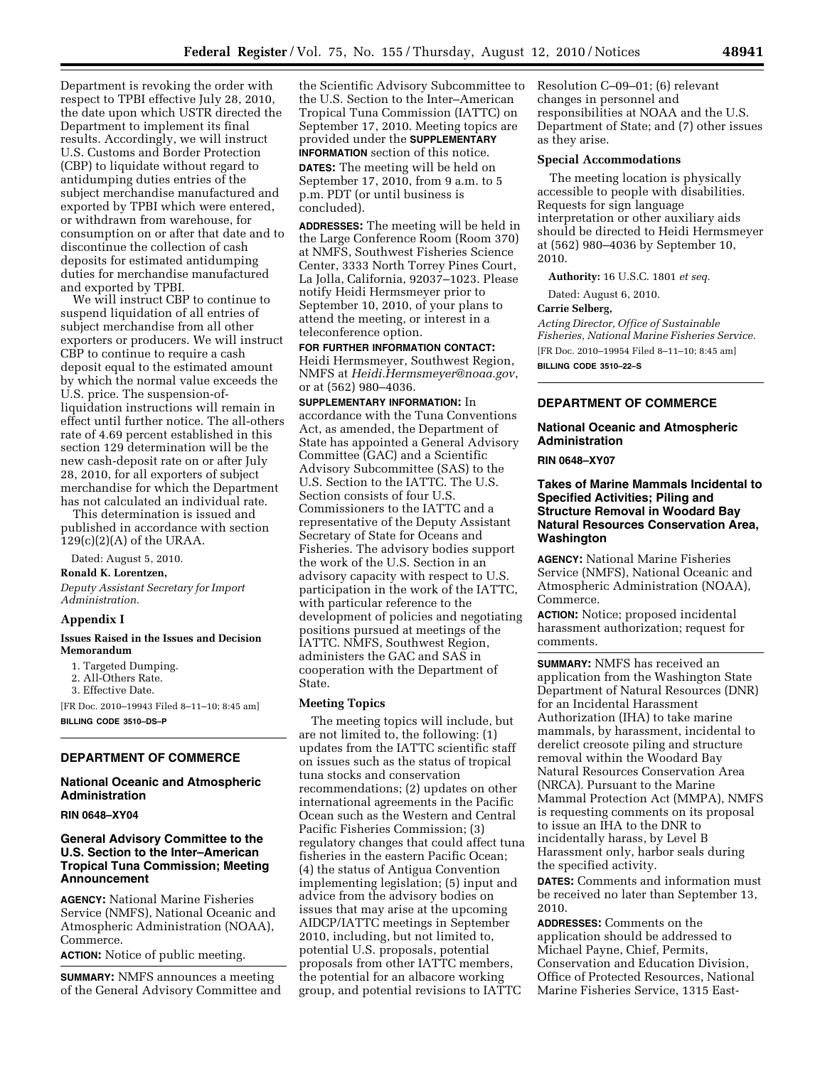Department is revoking the order with respect to TPBI effective July 28, 2010, the date upon which USTR directed the Department to implement its final results. Accordingly, we will instruct U.S. Customs and Border Protection (CBP) to liquidate without regard to antidumping duties entries of the subject merchandise manufactured and exported by TPBI which were entered, or withdrawn from warehouse, for consumption on or after that date and to discontinue the collection of cash deposits for estimated antidumping duties for merchandise manufactured and exported by TPBI.

We will instruct CBP to continue to suspend liquidation of all entries of subject merchandise from all other exporters or producers. We will instruct CBP to continue to require a cash deposit equal to the estimated amount by which the normal value exceeds the U.S. price. The suspension-of-liquidation instructions will remain in effect until further notice. The all-others rate of 4.69 percent established in this section 129 determination will be the new cash-deposit rate on or after July 28, 2010, for all exporters of subject merchandise for which the Department has not calculated an individual rate.

This determination is issued and published in accordance with section 129(c)(2)(A) of the URAA.

Dated: August 5, 2010.

**Ronald K. Lorentzen,**

*Deputy Assistant Secretary for Import Administration.*

## Appendix I

**Issues Raised in the Issues and Decision Memorandum**

1. Targeted Dumping.
2. All-Others Rate.
3. Effective Date.

[FR Doc. 2010–19943 Filed 8–11–10; 8:45 am]

**BILLING CODE 3510–DS–P**

---

## DEPARTMENT OF COMMERCE

### National Oceanic and Atmospheric Administration

**RIN 0648–XY04**

### General Advisory Committee to the U.S. Section to the Inter–American Tropical Tuna Commission; Meeting Announcement

**AGENCY:** National Marine Fisheries Service (NMFS), National Oceanic and Atmospheric Administration (NOAA), Commerce.

**ACTION:** Notice of public meeting.

**SUMMARY:** NMFS announces a meeting of the General Advisory Committee and the Scientific Advisory Subcommittee to the U.S. Section to the Inter–American Tropical Tuna Commission (IATTC) on September 17, 2010. Meeting topics are provided under the **SUPPLEMENTARY INFORMATION** section of this notice.

**DATES:** The meeting will be held on September 17, 2010, from 9 a.m. to 5 p.m. PDT (or until business is concluded).

**ADDRESSES:** The meeting will be held in the Large Conference Room (Room 370) at NMFS, Southwest Fisheries Science Center, 3333 North Torrey Pines Court, La Jolla, California, 92037–1023. Please notify Heidi Hermsmeyer prior to September 10, 2010, of your plans to attend the meeting, or interest in a teleconference option.

**FOR FURTHER INFORMATION CONTACT:** Heidi Hermsmeyer, Southwest Region, NMFS at *Heidi.Hermsmeyer@noaa.gov*, or at (562) 980–4036.

**SUPPLEMENTARY INFORMATION:** In accordance with the Tuna Conventions Act, as amended, the Department of State has appointed a General Advisory Committee (GAC) and a Scientific Advisory Subcommittee (SAS) to the U.S. Section to the IATTC. The U.S. Section consists of four U.S. Commissioners to the IATTC and a representative of the Deputy Assistant Secretary of State for Oceans and Fisheries. The advisory bodies support the work of the U.S. Section in an advisory capacity with respect to U.S. participation in the work of the IATTC, with particular reference to the development of policies and negotiating positions pursued at meetings of the IATTC. NMFS, Southwest Region, administers the GAC and SAS in cooperation with the Department of State.

#### Meeting Topics

The meeting topics will include, but are not limited to, the following: (1) updates from the IATTC scientific staff on issues such as the status of tropical tuna stocks and conservation recommendations; (2) updates on other international agreements in the Pacific Ocean such as the Western and Central Pacific Fisheries Commission; (3) regulatory changes that could affect tuna fisheries in the eastern Pacific Ocean; (4) the status of Antigua Convention implementing legislation; (5) input and advice from the advisory bodies on issues that may arise at the upcoming AIDCP/IATTC meetings in September 2010, including, but not limited to, potential U.S. proposals, potential proposals from other IATTC members, the potential for an albacore working group, and potential revisions to IATTC Resolution C–09–01; (6) relevant changes in personnel and responsibilities at NOAA and the U.S. Department of State; and (7) other issues as they arise.

#### Special Accommodations

The meeting location is physically accessible to people with disabilities. Requests for sign language interpretation or other auxiliary aids should be directed to Heidi Hermsmeyer at (562) 980–4036 by September 10, 2010.

**Authority:** 16 U.S.C. 1801 *et seq.*

Dated: August 6, 2010.

**Carrie Selberg,**

*Acting Director, Office of Sustainable Fisheries, National Marine Fisheries Service.*

[FR Doc. 2010–19954 Filed 8–11–10; 8:45 am]

**BILLING CODE 3510–22–S**

---

## DEPARTMENT OF COMMERCE

### National Oceanic and Atmospheric Administration

**RIN 0648–XY07**

### Takes of Marine Mammals Incidental to Specified Activities; Piling and Structure Removal in Woodard Bay Natural Resources Conservation Area, Washington

**AGENCY:** National Marine Fisheries Service (NMFS), National Oceanic and Atmospheric Administration (NOAA), Commerce.

**ACTION:** Notice; proposed incidental harassment authorization; request for comments.

**SUMMARY:** NMFS has received an application from the Washington State Department of Natural Resources (DNR) for an Incidental Harassment Authorization (IHA) to take marine mammals, by harassment, incidental to derelict creosote piling and structure removal within the Woodard Bay Natural Resources Conservation Area (NRCA). Pursuant to the Marine Mammal Protection Act (MMPA), NMFS is requesting comments on its proposal to issue an IHA to the DNR to incidentally harass, by Level B Harassment only, harbor seals during the specified activity.

**DATES:** Comments and information must be received no later than September 13, 2010.

**ADDRESSES:** Comments on the application should be addressed to Michael Payne, Chief, Permits, Conservation and Education Division, Office of Protected Resources, National Marine Fisheries Service, 1315 East-